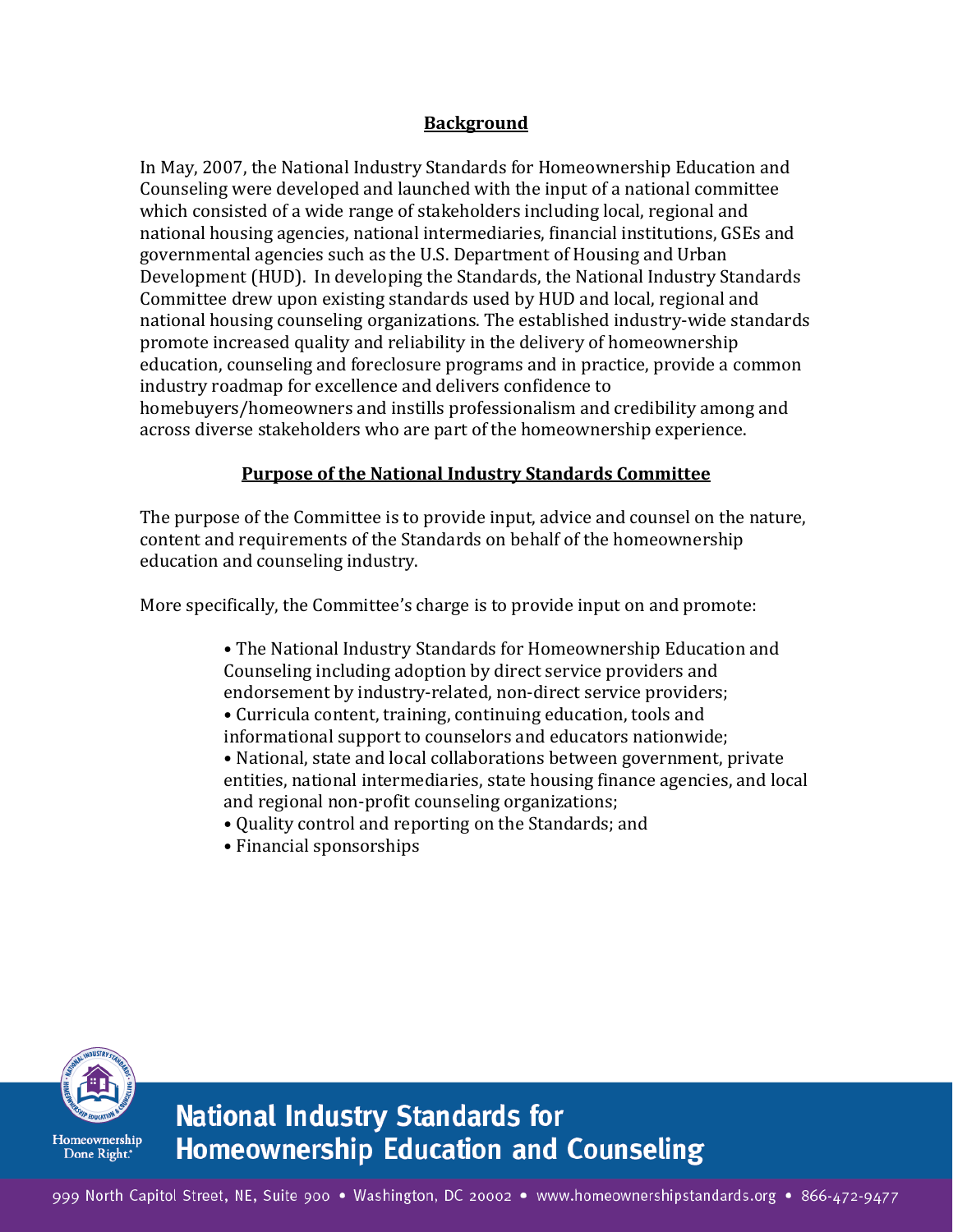## Background

In May, 2007, the National Industry Standards for Homeownership Education and Counseling were developed and launched with the input of a national committee which consisted of a wide range of stakeholders including local, regional and national housing agencies, national intermediaries, financial institutions, GSEs and governmental agencies such as the U.S. Department of Housing and Urban Development (HUD). In developing the Standards, the National Industry Standards Committee drew upon existing standards used by HUD and local, regional and national housing counseling organizations. The established industry-wide standards promote increased quality and reliability in the delivery of homeownership education, counseling and foreclosure programs and in practice, provide a common industry roadmap for excellence and delivers confidence to homebuyers/homeowners and instills professionalism and credibility among and across diverse stakeholders who are part of the homeownership experience.

## Purpose of the National Industry Standards Committee

The purpose of the Committee is to provide input, advice and counsel on the nature, content and requirements of the Standards on behalf of the homeownership education and counseling industry.

More specifically, the Committee's charge is to provide input on and promote:

- The National Industry Standards for Homeownership Education and Counseling including adoption by direct service providers and endorsement by industry-related, non-direct service providers;
- Curricula content, training, continuing education, tools and informational support to counselors and educators nationwide;
- National, state and local collaborations between government, private entities, national intermediaries, state housing finance agencies, and local and regional non-profit counseling organizations;
- Quality control and reporting on the Standards; and
- Financial sponsorships

Homeownership Done Right.®

**National Industry Standards for Homeownership Education and Counseling**

999 North Capitol Street, NE, Suite 900 • Washington, DC 20002 • www.homeownershipstandards.org • 866-472-9477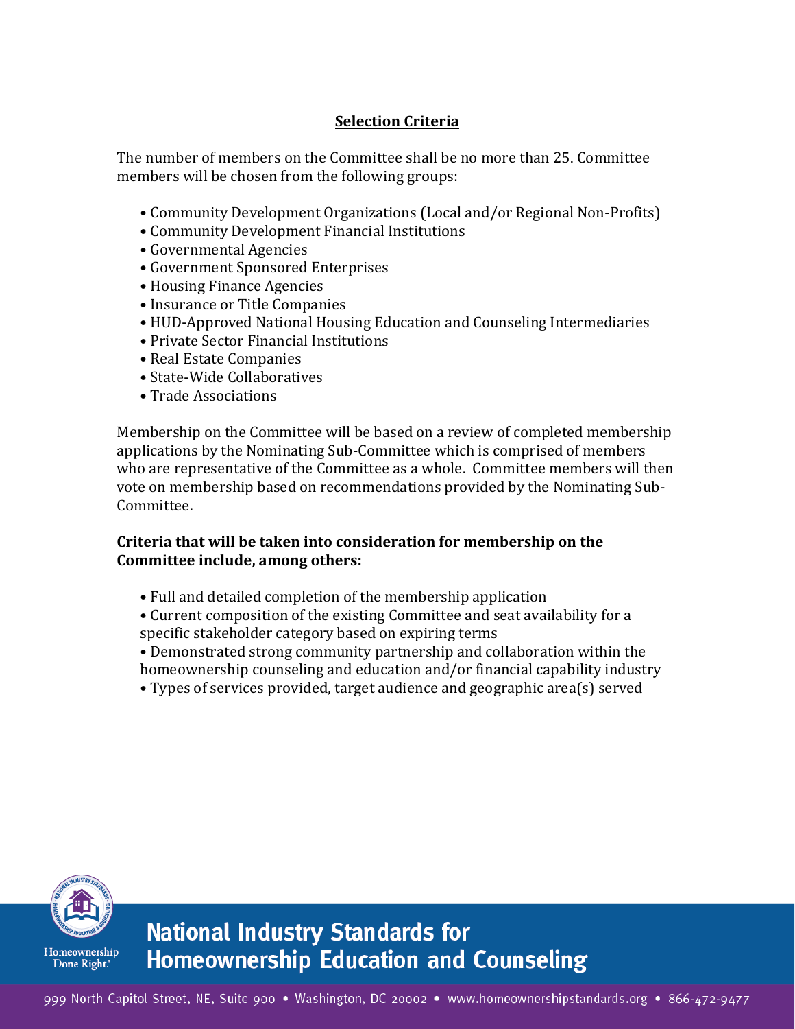## Selection Criteria

The number of members on the Committee shall be no more than 25. Committee members will be chosen from the following groups:

- Community Development Organizations (Local and/or Regional Non-Profits)
- Community Development Financial Institutions
- Governmental Agencies
- Government Sponsored Enterprises
- Housing Finance Agencies
- Insurance or Title Companies
- HUD-Approved National Housing Education and Counseling Intermediaries
- Private Sector Financial Institutions
- Real Estate Companies
- State-Wide Collaboratives
- Trade Associations

Membership on the Committee will be based on a review of completed membership applications by the Nominating Sub-Committee which is comprised of members who are representative of the Committee as a whole. Committee members will then vote on membership based on recommendations provided by the Nominating Sub-Committee.

**Criteria that will be taken into consideration for membership on the Committee include, among others:**

- Full and detailed completion of the membership application
- Current composition of the existing Committee and seat availability for a specific stakeholder category based on expiring terms
- Demonstrated strong community partnership and collaboration within the homeownership counseling and education and/or financial capability industry
- Types of services provided, target audience and geographic area(s) served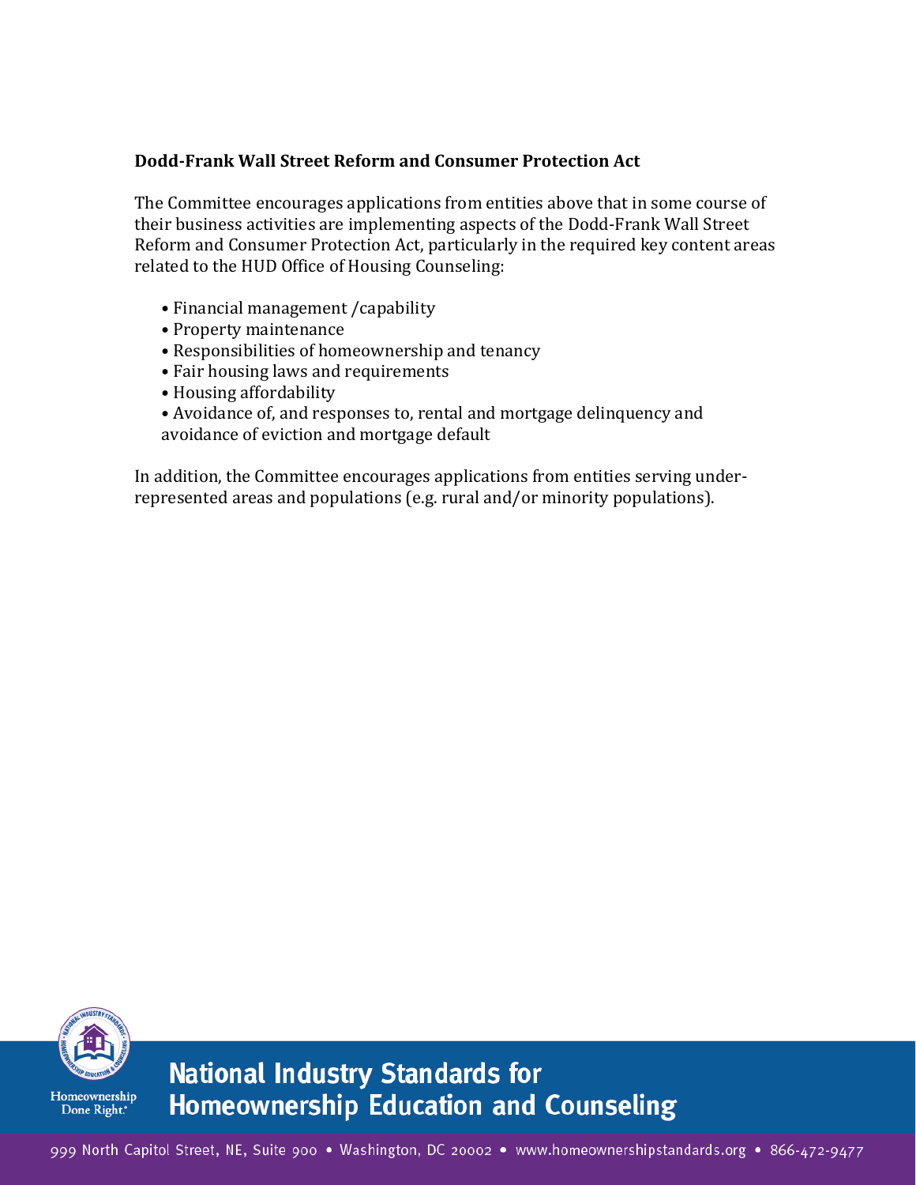**Dodd-Frank Wall Street Reform and Consumer Protection Act**

The Committee encourages applications from entities above that in some course of their business activities are implementing aspects of the Dodd-Frank Wall Street Reform and Consumer Protection Act, particularly in the required key content areas related to the HUD Office of Housing Counseling:

- Financial management /capability
- Property maintenance
- Responsibilities of homeownership and tenancy
- Fair housing laws and requirements
- Housing affordability
- Avoidance of, and responses to, rental and mortgage delinquency and avoidance of eviction and mortgage default

In addition, the Committee encourages applications from entities serving under-represented areas and populations (e.g. rural and/or minority populations).